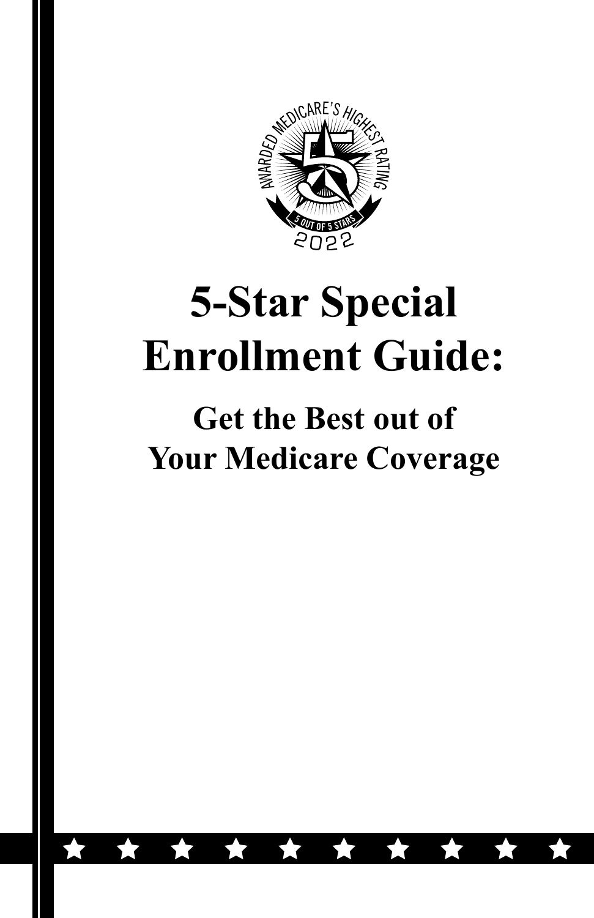AWARDED MEDICARE'S HIGHEST RATING

5 OUT OF 5 STARS

2022

# 5-Star Special Enrollment Guide:

## Get the Best out of Your Medicare Coverage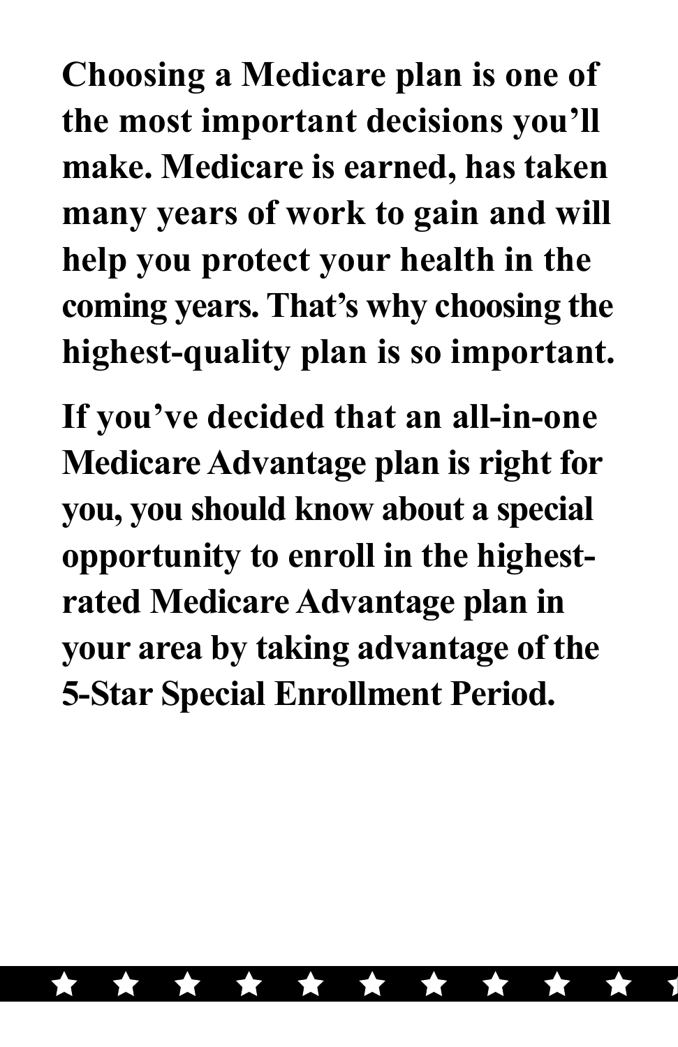**Choosing a Medicare plan is one of the most important decisions you'll make. Medicare is earned, has taken many years of work to gain and will help you protect your health in the coming years. That's why choosing the highest-quality plan is so important.**

**If you've decided that an all-in-one Medicare Advantage plan is right for you, you should know about a special opportunity to enroll in the highest-rated Medicare Advantage plan in your area by taking advantage of the 5-Star Special Enrollment Period.**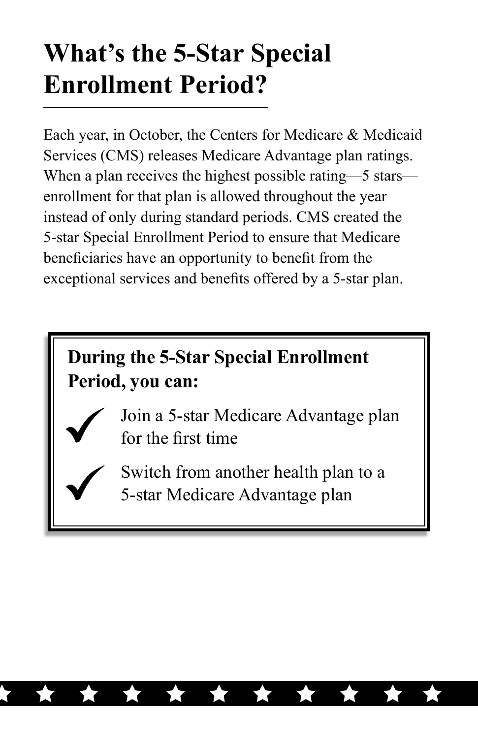# What's the 5-Star Special Enrollment Period?

Each year, in October, the Centers for Medicare & Medicaid Services (CMS) releases Medicare Advantage plan ratings. When a plan receives the highest possible rating—5 stars—enrollment for that plan is allowed throughout the year instead of only during standard periods. CMS created the 5-star Special Enrollment Period to ensure that Medicare beneficiaries have an opportunity to benefit from the exceptional services and benefits offered by a 5-star plan.

**During the 5-Star Special Enrollment Period, you can:**

- ✓ Join a 5-star Medicare Advantage plan for the first time
- ✓ Switch from another health plan to a 5-star Medicare Advantage plan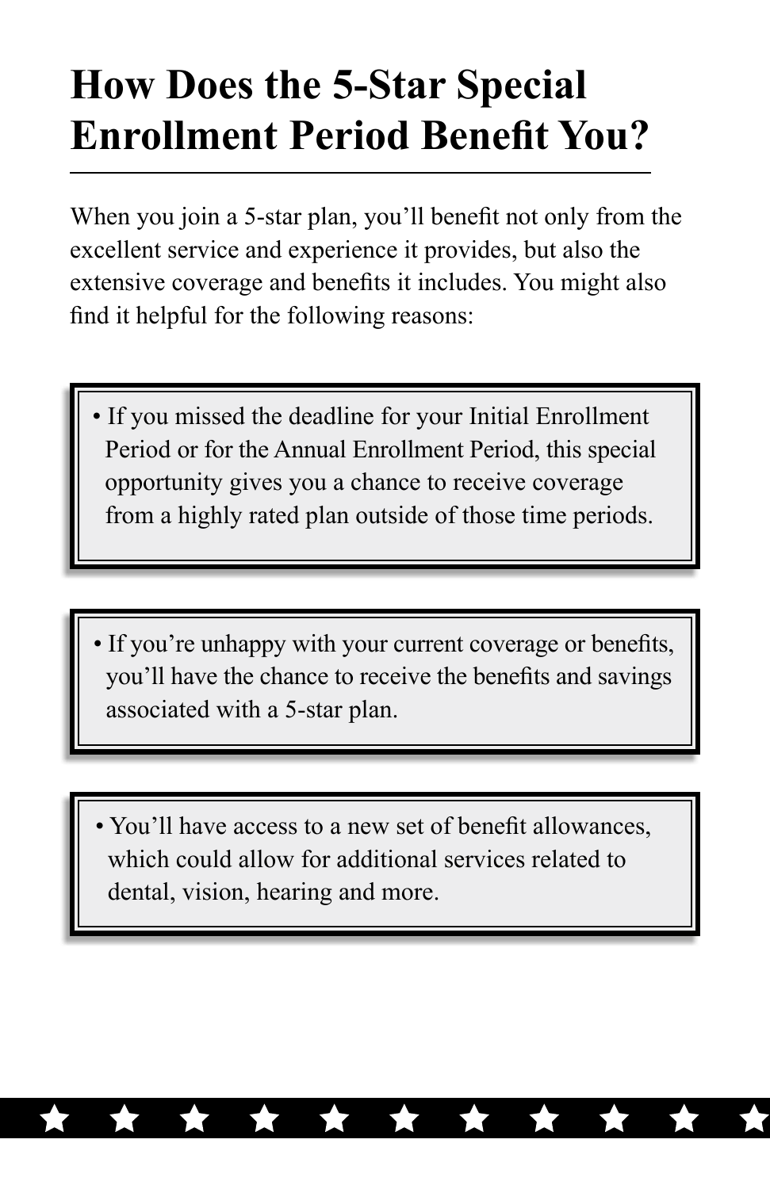# How Does the 5-Star Special Enrollment Period Benefit You?

When you join a 5-star plan, you'll benefit not only from the excellent service and experience it provides, but also the extensive coverage and benefits it includes. You might also find it helpful for the following reasons:

- If you missed the deadline for your Initial Enrollment Period or for the Annual Enrollment Period, this special opportunity gives you a chance to receive coverage from a highly rated plan outside of those time periods.

- If you're unhappy with your current coverage or benefits, you'll have the chance to receive the benefits and savings associated with a 5-star plan.

- You'll have access to a new set of benefit allowances, which could allow for additional services related to dental, vision, hearing and more.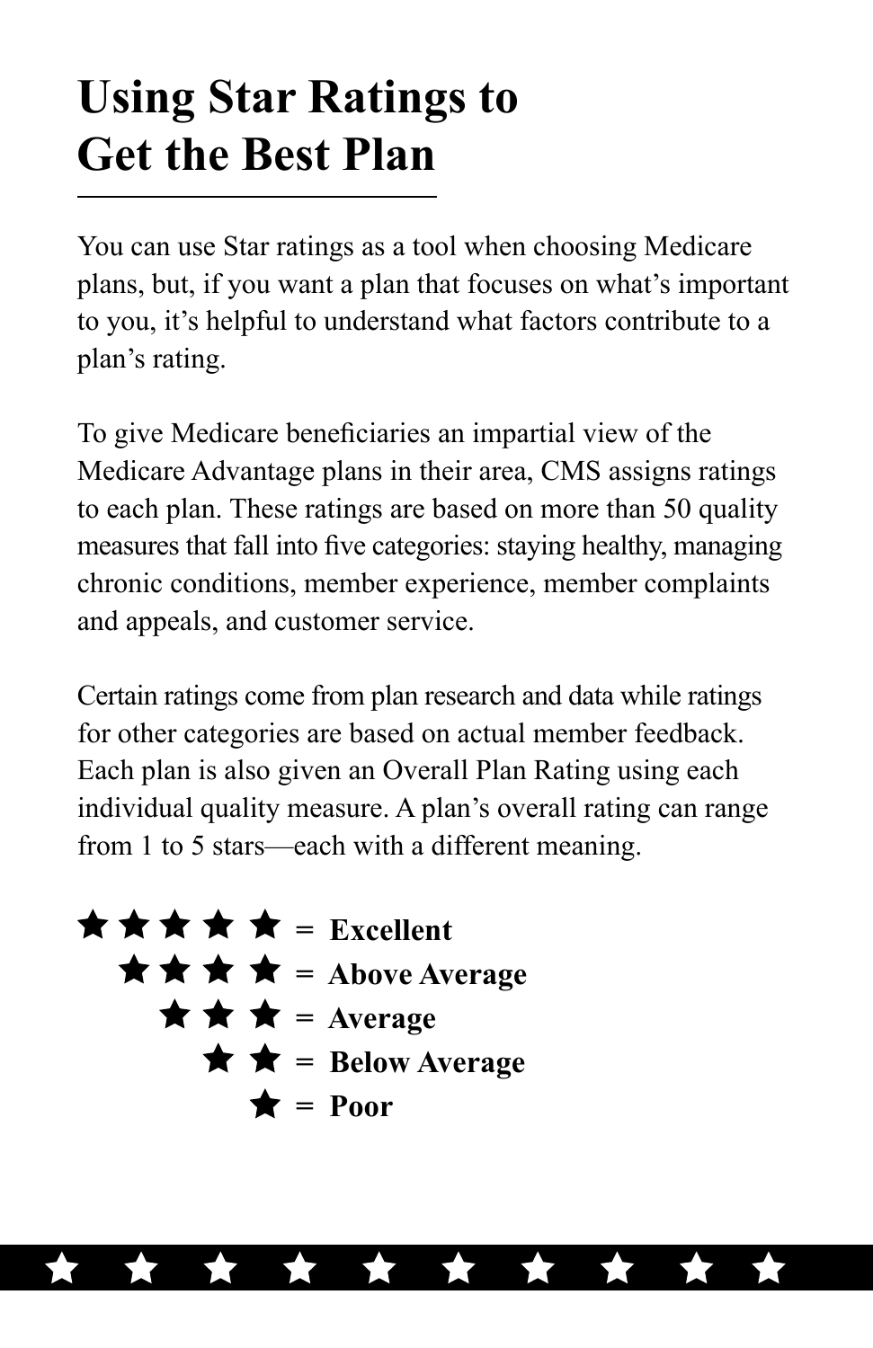# Using Star Ratings to Get the Best Plan

You can use Star ratings as a tool when choosing Medicare plans, but, if you want a plan that focuses on what's important to you, it's helpful to understand what factors contribute to a plan's rating.

To give Medicare beneficiaries an impartial view of the Medicare Advantage plans in their area, CMS assigns ratings to each plan. These ratings are based on more than 50 quality measures that fall into five categories: staying healthy, managing chronic conditions, member experience, member complaints and appeals, and customer service.

Certain ratings come from plan research and data while ratings for other categories are based on actual member feedback. Each plan is also given an Overall Plan Rating using each individual quality measure. A plan's overall rating can range from 1 to 5 stars—each with a different meaning.

★★★★★ = **Excellent**
★★★★ = **Above Average**
★★★ = **Average**
★★ = **Below Average**
★ = **Poor**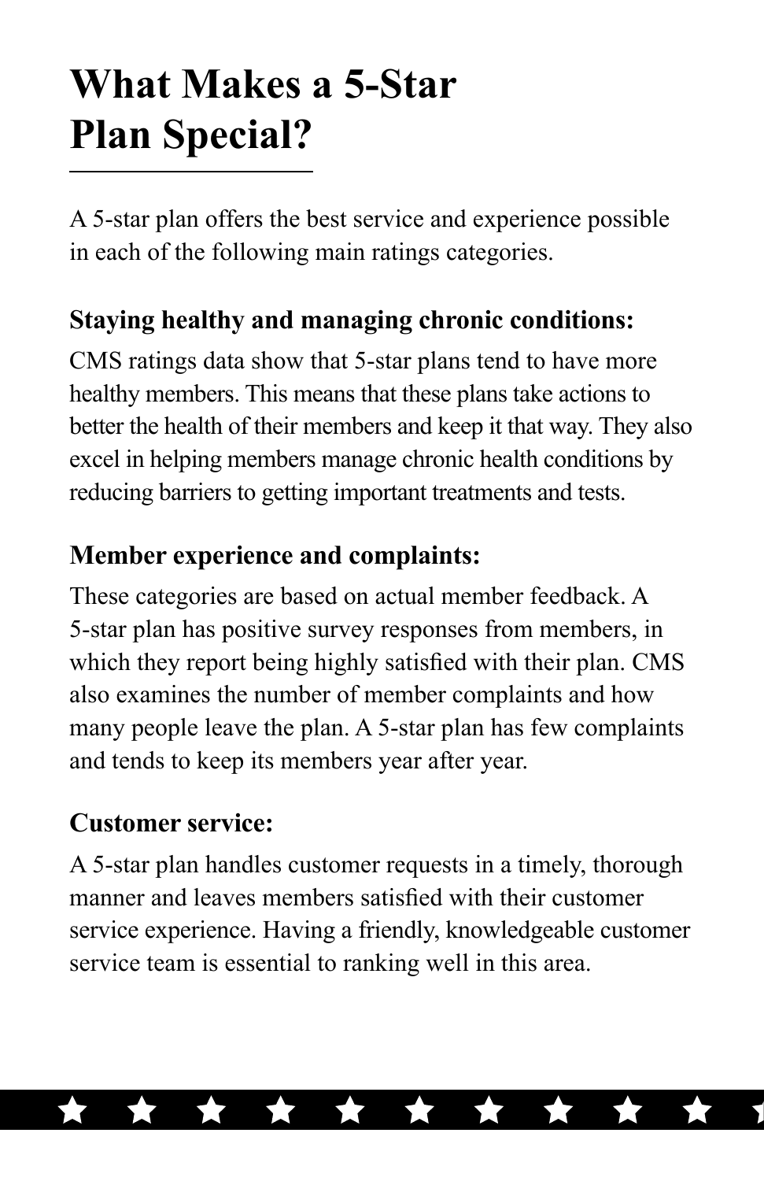# What Makes a 5-Star Plan Special?

A 5-star plan offers the best service and experience possible in each of the following main ratings categories.

**Staying healthy and managing chronic conditions:**

CMS ratings data show that 5-star plans tend to have more healthy members. This means that these plans take actions to better the health of their members and keep it that way. They also excel in helping members manage chronic health conditions by reducing barriers to getting important treatments and tests.

**Member experience and complaints:**

These categories are based on actual member feedback. A 5-star plan has positive survey responses from members, in which they report being highly satisfied with their plan. CMS also examines the number of member complaints and how many people leave the plan. A 5-star plan has few complaints and tends to keep its members year after year.

**Customer service:**

A 5-star plan handles customer requests in a timely, thorough manner and leaves members satisfied with their customer service experience. Having a friendly, knowledgeable customer service team is essential to ranking well in this area.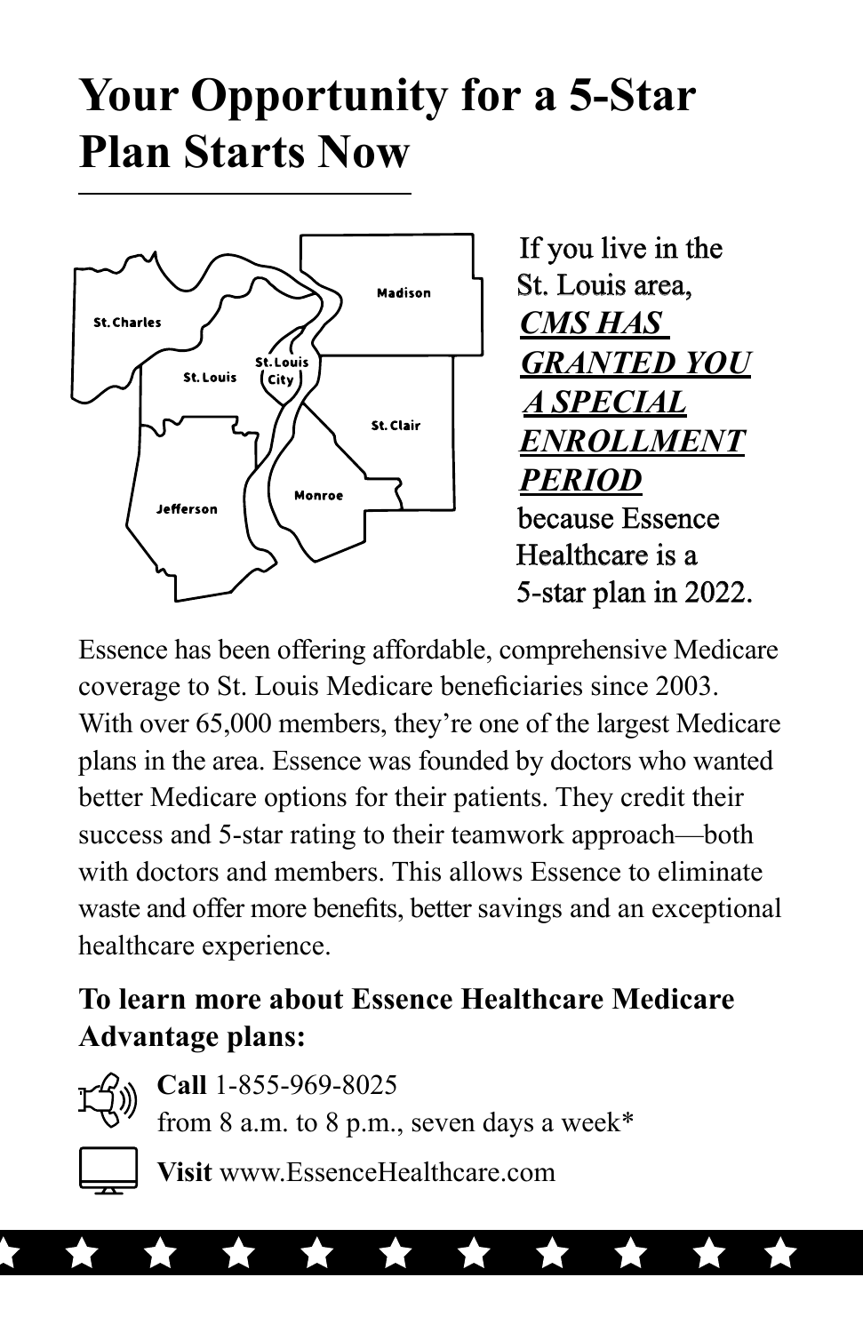# Your Opportunity for a 5-Star Plan Starts Now

If you live in the St. Louis area, ***CMS HAS GRANTED YOU A SPECIAL ENROLLMENT PERIOD*** because Essence Healthcare is a 5-star plan in 2022.

Essence has been offering affordable, comprehensive Medicare coverage to St. Louis Medicare beneficiaries since 2003. With over 65,000 members, they're one of the largest Medicare plans in the area. Essence was founded by doctors who wanted better Medicare options for their patients. They credit their success and 5-star rating to their teamwork approach—both with doctors and members. This allows Essence to eliminate waste and offer more benefits, better savings and an exceptional healthcare experience.

**To learn more about Essence Healthcare Medicare Advantage plans:**

**Call** 1-855-969-8025 from 8 a.m. to 8 p.m., seven days a week*

**Visit** www.EssenceHealthcare.com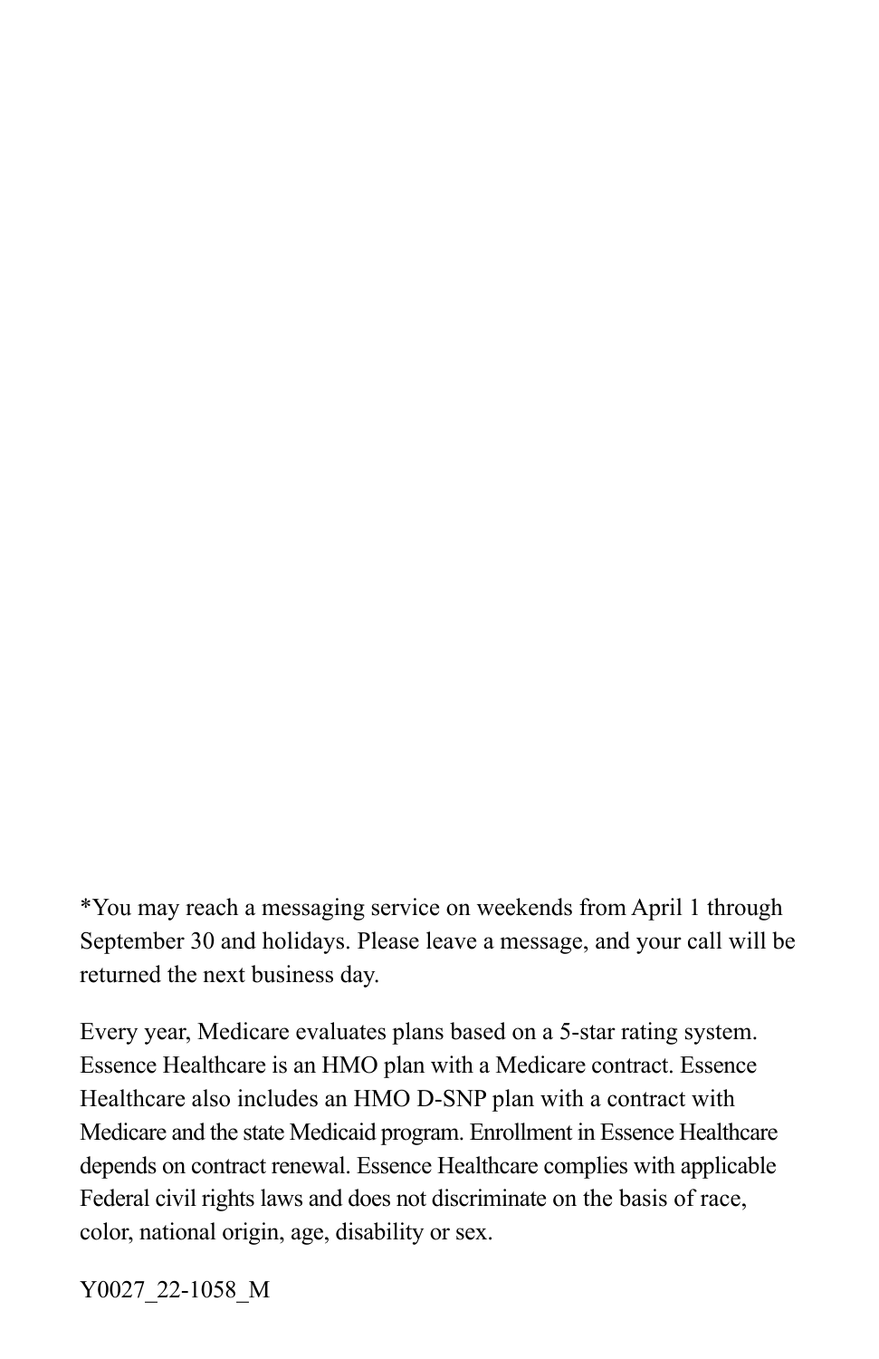*You may reach a messaging service on weekends from April 1 through September 30 and holidays. Please leave a message, and your call will be returned the next business day.

Every year, Medicare evaluates plans based on a 5-star rating system. Essence Healthcare is an HMO plan with a Medicare contract. Essence Healthcare also includes an HMO D-SNP plan with a contract with Medicare and the state Medicaid program. Enrollment in Essence Healthcare depends on contract renewal. Essence Healthcare complies with applicable Federal civil rights laws and does not discriminate on the basis of race, color, national origin, age, disability or sex.

Y0027_22-1058_M